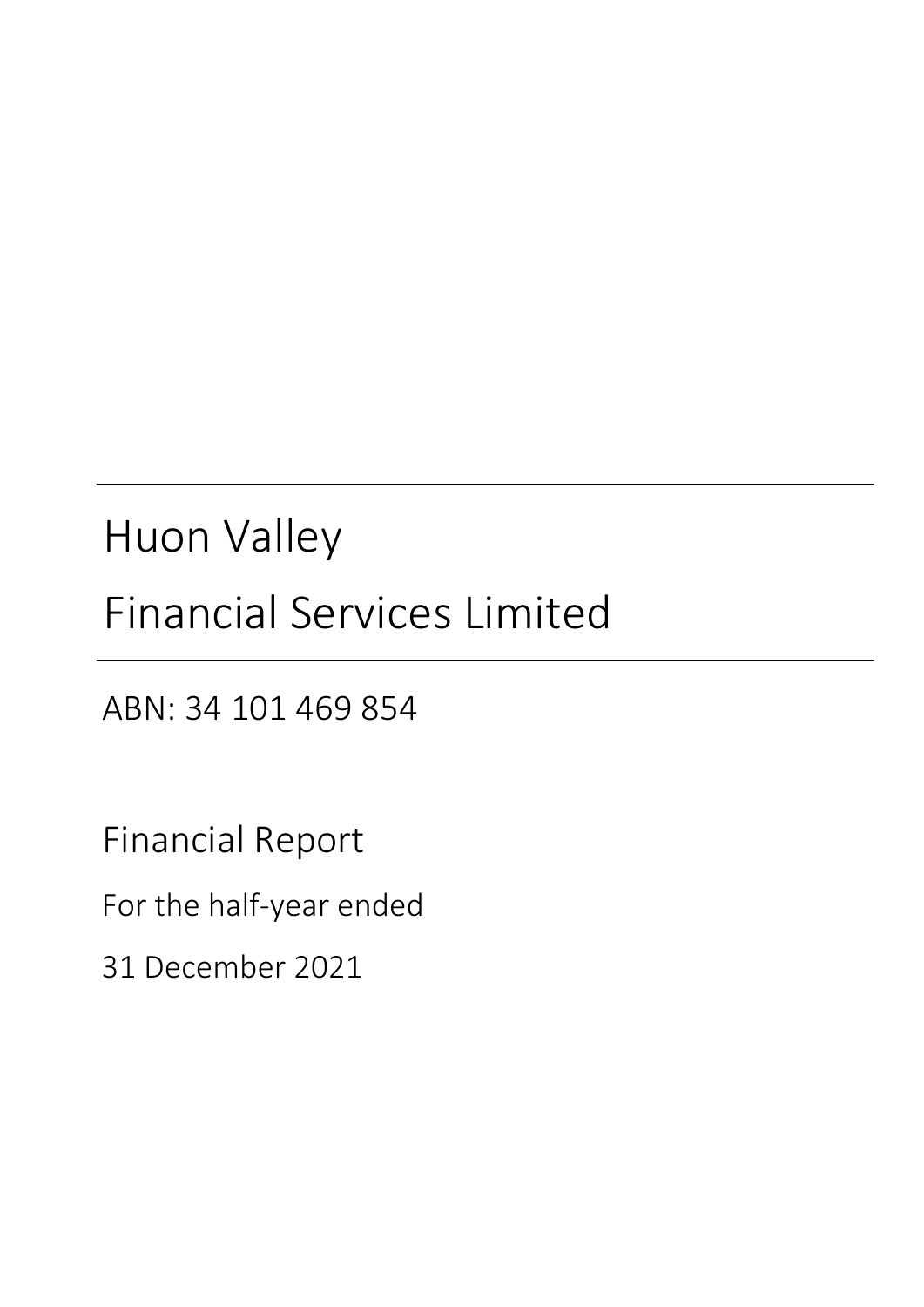# Huon Valley

# Financial Services Limited

ABN: 34 101 469 854

## Financial Report

For the half-year ended

31 December 2021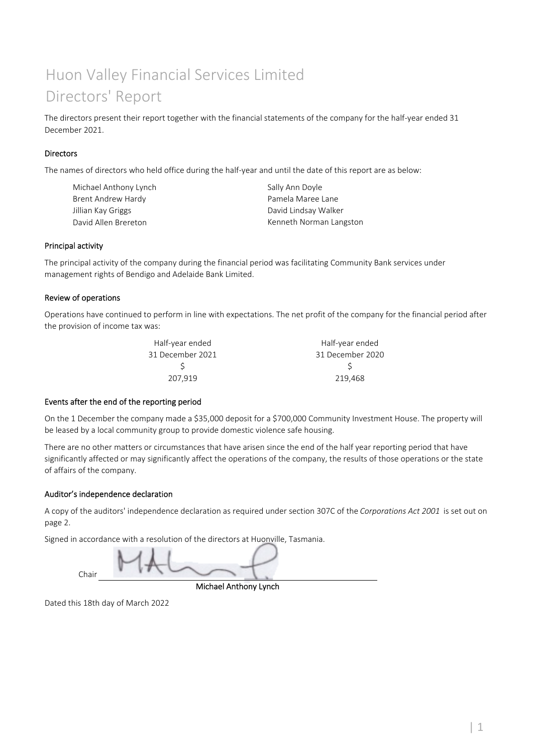# Huon Valley Financial Services Limited
# Directors' Report

The directors present their report together with the financial statements of the company for the half-year ended 31 December 2021.

### Directors

The names of directors who held office during the half-year and until the date of this report are as below:

- Michael Anthony Lynch
- Brent Andrew Hardy
- Jillian Kay Griggs
- David Allen Brereton
- Sally Ann Doyle
- Pamela Maree Lane
- David Lindsay Walker
- Kenneth Norman Langston

### Principal activity

The principal activity of the company during the financial period was facilitating Community Bank services under management rights of Bendigo and Adelaide Bank Limited.

### Review of operations

Operations have continued to perform in line with expectations. The net profit of the company for the financial period after the provision of income tax was:

| Half-year ended 31 December 2021 | Half-year ended 31 December 2020 |
|---|---|
| $ | $ |
| 207,919 | 219,468 |

### Events after the end of the reporting period

On the 1 December the company made a $35,000 deposit for a $700,000 Community Investment House. The property will be leased by a local community group to provide domestic violence safe housing.

There are no other matters or circumstances that have arisen since the end of the half year reporting period that have significantly affected or may significantly affect the operations of the company, the results of those operations or the state of affairs of the company.

### Auditor's independence declaration

A copy of the auditors' independence declaration as required under section 307C of the *Corporations Act 2001* is set out on page 2.

Signed in accordance with a resolution of the directors at Huonville, Tasmania.

Chair

Michael Anthony Lynch

Dated this 18th day of March 2022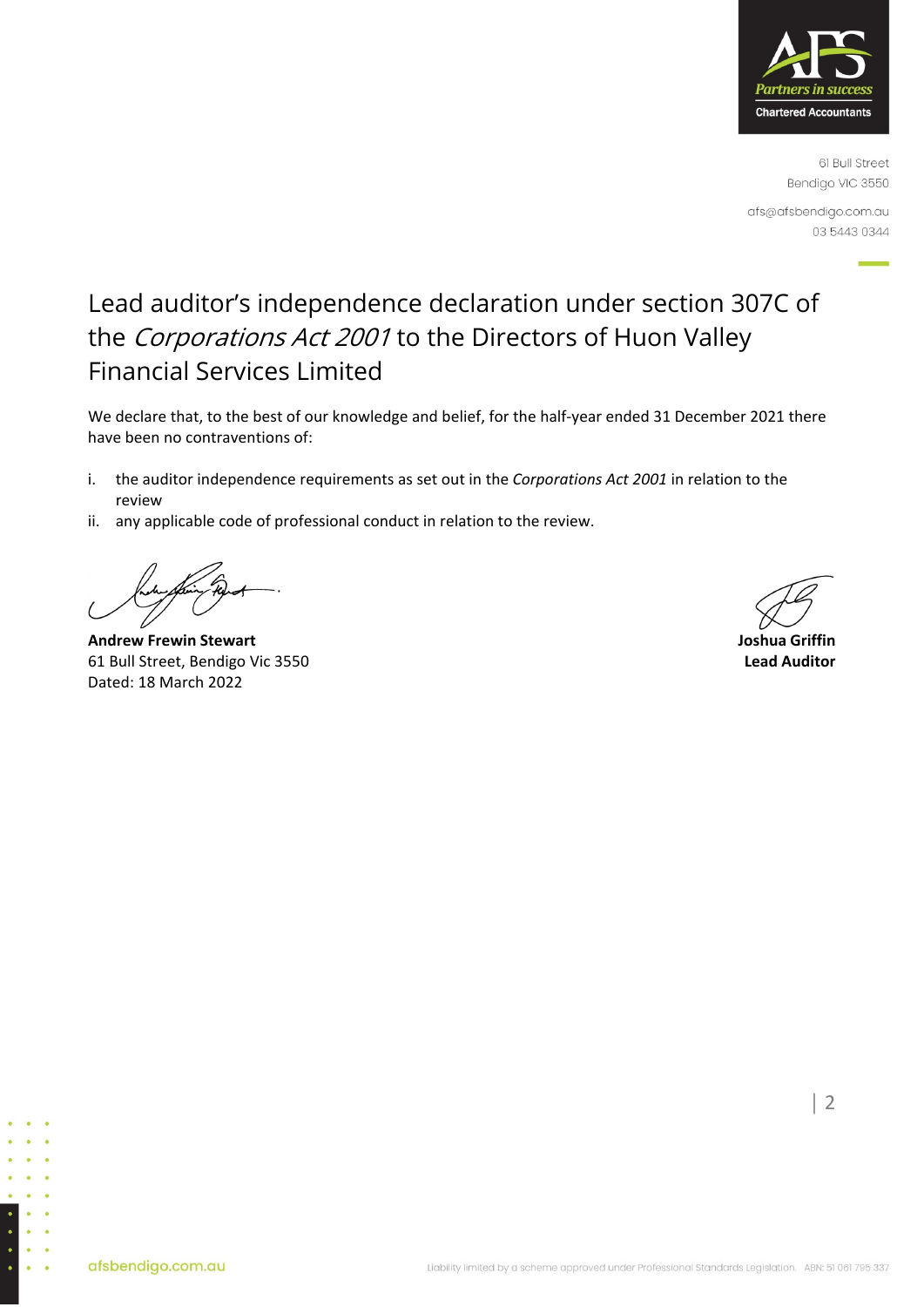61 Bull Street
Bendigo VIC 3550

afs@afsbendigo.com.au
03 5443 0344

# Lead auditor's independence declaration under section 307C of the *Corporations Act 2001* to the Directors of Huon Valley Financial Services Limited

We declare that, to the best of our knowledge and belief, for the half-year ended 31 December 2021 there have been no contraventions of:

i. the auditor independence requirements as set out in the *Corporations Act 2001* in relation to the review

ii. any applicable code of professional conduct in relation to the review.

**Andrew Frewin Stewart**
61 Bull Street, Bendigo Vic 3550
Dated: 18 March 2022

**Joshua Griffin**
**Lead Auditor**

afsbendigo.com.au

Liability limited by a scheme approved under Professional Standards Legislation. ABN: 51 061 795 337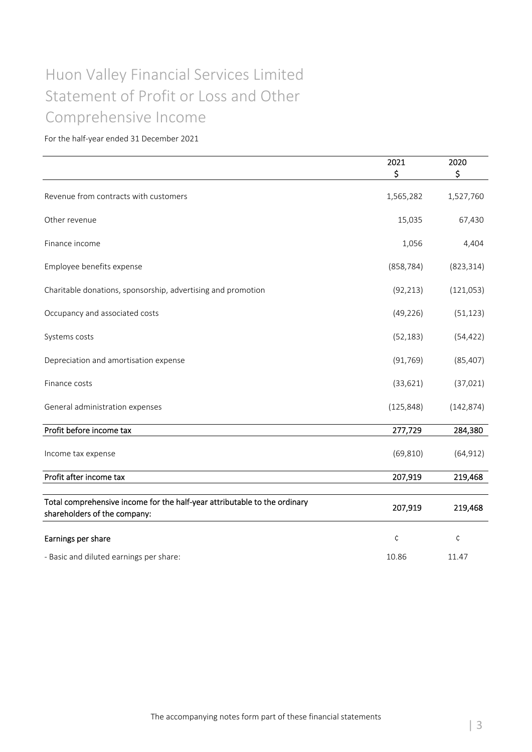# Huon Valley Financial Services Limited Statement of Profit or Loss and Other Comprehensive Income

For the half-year ended 31 December 2021

| | 2021<br>$ | 2020<br>$ |
|---|---|---|
| Revenue from contracts with customers | 1,565,282 | 1,527,760 |
| Other revenue | 15,035 | 67,430 |
| Finance income | 1,056 | 4,404 |
| Employee benefits expense | (858,784) | (823,314) |
| Charitable donations, sponsorship, advertising and promotion | (92,213) | (121,053) |
| Occupancy and associated costs | (49,226) | (51,123) |
| Systems costs | (52,183) | (54,422) |
| Depreciation and amortisation expense | (91,769) | (85,407) |
| Finance costs | (33,621) | (37,021) |
| General administration expenses | (125,848) | (142,874) |
| **Profit before income tax** | **277,729** | **284,380** |
| Income tax expense | (69,810) | (64,912) |
| **Profit after income tax** | **207,919** | **219,468** |
| **Total comprehensive income for the half-year attributable to the ordinary shareholders of the company:** | **207,919** | **219,468** |
| **Earnings per share** | ¢ | ¢ |
| - Basic and diluted earnings per share: | 10.86 | 11.47 |

The accompanying notes form part of these financial statements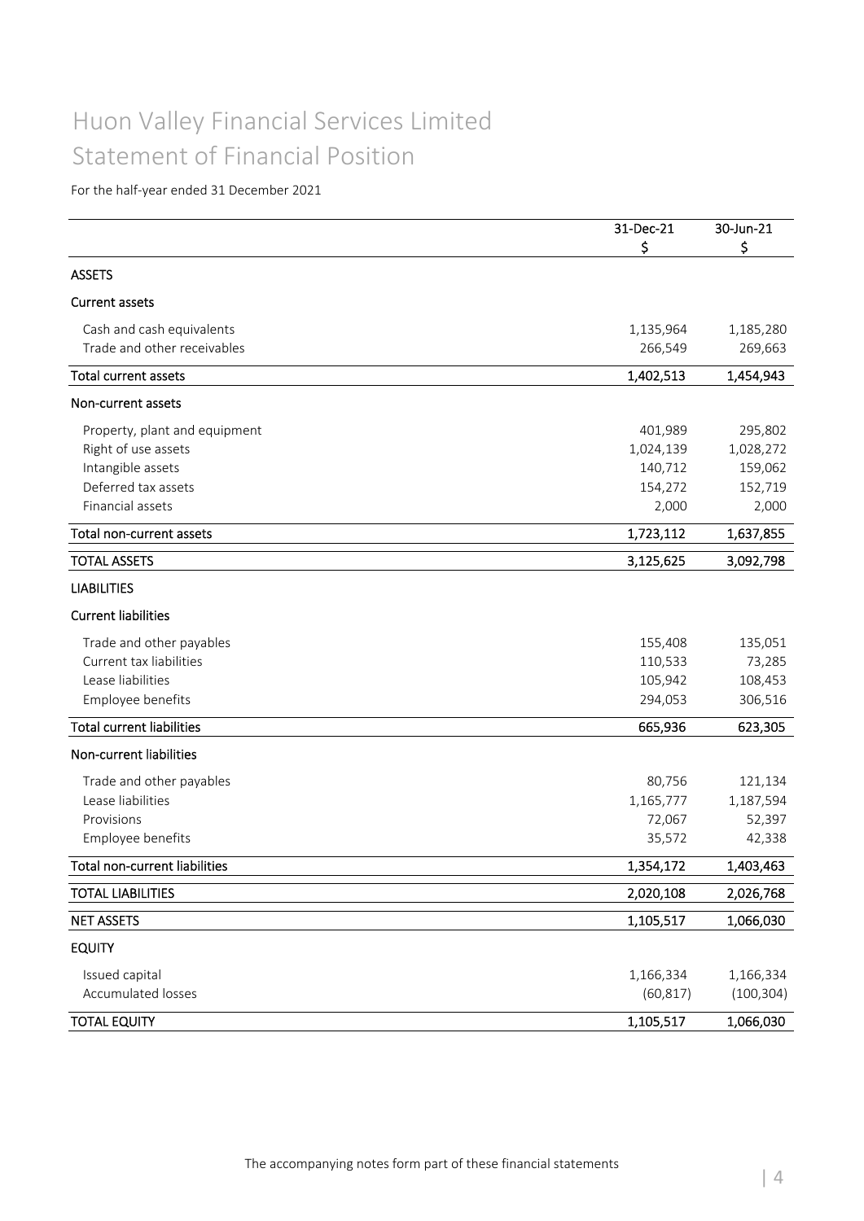# Huon Valley Financial Services Limited
# Statement of Financial Position

For the half-year ended 31 December 2021

| | 31-Dec-21<br>$ | 30-Jun-21<br>$ |
|---|---|---|
| **ASSETS** | | |
| **Current assets** | | |
| Cash and cash equivalents | 1,135,964 | 1,185,280 |
| Trade and other receivables | 266,549 | 269,663 |
| **Total current assets** | **1,402,513** | **1,454,943** |
| **Non-current assets** | | |
| Property, plant and equipment | 401,989 | 295,802 |
| Right of use assets | 1,024,139 | 1,028,272 |
| Intangible assets | 140,712 | 159,062 |
| Deferred tax assets | 154,272 | 152,719 |
| Financial assets | 2,000 | 2,000 |
| **Total non-current assets** | **1,723,112** | **1,637,855** |
| **TOTAL ASSETS** | **3,125,625** | **3,092,798** |
| **LIABILITIES** | | |
| **Current liabilities** | | |
| Trade and other payables | 155,408 | 135,051 |
| Current tax liabilities | 110,533 | 73,285 |
| Lease liabilities | 105,942 | 108,453 |
| Employee benefits | 294,053 | 306,516 |
| **Total current liabilities** | **665,936** | **623,305** |
| **Non-current liabilities** | | |
| Trade and other payables | 80,756 | 121,134 |
| Lease liabilities | 1,165,777 | 1,187,594 |
| Provisions | 72,067 | 52,397 |
| Employee benefits | 35,572 | 42,338 |
| **Total non-current liabilities** | **1,354,172** | **1,403,463** |
| **TOTAL LIABILITIES** | **2,020,108** | **2,026,768** |
| **NET ASSETS** | **1,105,517** | **1,066,030** |
| **EQUITY** | | |
| Issued capital | 1,166,334 | 1,166,334 |
| Accumulated losses | (60,817) | (100,304) |
| **TOTAL EQUITY** | **1,105,517** | **1,066,030** |

The accompanying notes form part of these financial statements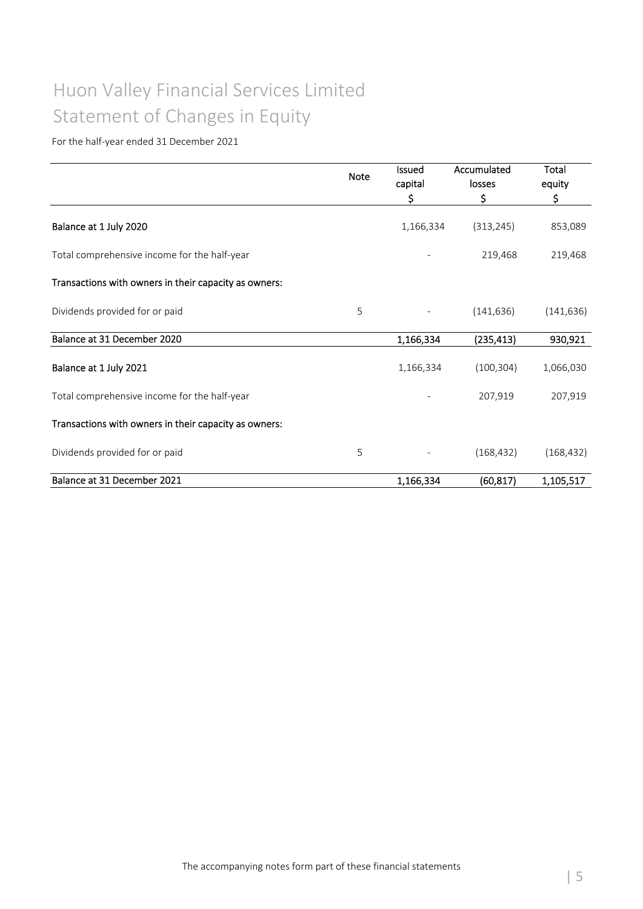# Huon Valley Financial Services Limited
# Statement of Changes in Equity

For the half-year ended 31 December 2021

| | Note | Issued capital<br>$ | Accumulated losses<br>$ | Total equity<br>$ |
|---|---|---|---|---|
| **Balance at 1 July 2020** | | 1,166,334 | (313,245) | 853,089 |
| Total comprehensive income for the half-year | | - | 219,468 | 219,468 |
| **Transactions with owners in their capacity as owners:** | | | | |
| Dividends provided for or paid | 5 | - | (141,636) | (141,636) |
| **Balance at 31 December 2020** | | **1,166,334** | **(235,413)** | **930,921** |
| **Balance at 1 July 2021** | | 1,166,334 | (100,304) | 1,066,030 |
| Total comprehensive income for the half-year | | - | 207,919 | 207,919 |
| **Transactions with owners in their capacity as owners:** | | | | |
| Dividends provided for or paid | 5 | - | (168,432) | (168,432) |
| **Balance at 31 December 2021** | | **1,166,334** | **(60,817)** | **1,105,517** |

The accompanying notes form part of these financial statements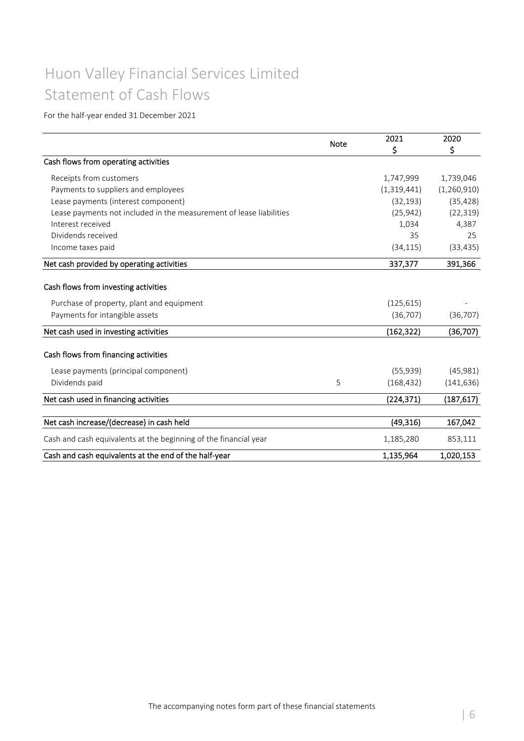# Huon Valley Financial Services Limited
## Statement of Cash Flows

For the half-year ended 31 December 2021

| | Note | 2021<br>$ | 2020<br>$ |
|---|---|---|---|
| **Cash flows from operating activities** | | | |
| Receipts from customers | | 1,747,999 | 1,739,046 |
| Payments to suppliers and employees | | (1,319,441) | (1,260,910) |
| Lease payments (interest component) | | (32,193) | (35,428) |
| Lease payments not included in the measurement of lease liabilities | | (25,942) | (22,319) |
| Interest received | | 1,034 | 4,387 |
| Dividends received | | 35 | 25 |
| Income taxes paid | | (34,115) | (33,435) |
| **Net cash provided by operating activities** | | **337,377** | **391,366** |
| **Cash flows from investing activities** | | | |
| Purchase of property, plant and equipment | | (125,615) | - |
| Payments for intangible assets | | (36,707) | (36,707) |
| **Net cash used in investing activities** | | **(162,322)** | **(36,707)** |
| **Cash flows from financing activities** | | | |
| Lease payments (principal component) | | (55,939) | (45,981) |
| Dividends paid | 5 | (168,432) | (141,636) |
| **Net cash used in financing activities** | | **(224,371)** | **(187,617)** |
| **Net cash increase/(decrease) in cash held** | | **(49,316)** | **167,042** |
| Cash and cash equivalents at the beginning of the financial year | | 1,185,280 | 853,111 |
| **Cash and cash equivalents at the end of the half-year** | | **1,135,964** | **1,020,153** |

The accompanying notes form part of these financial statements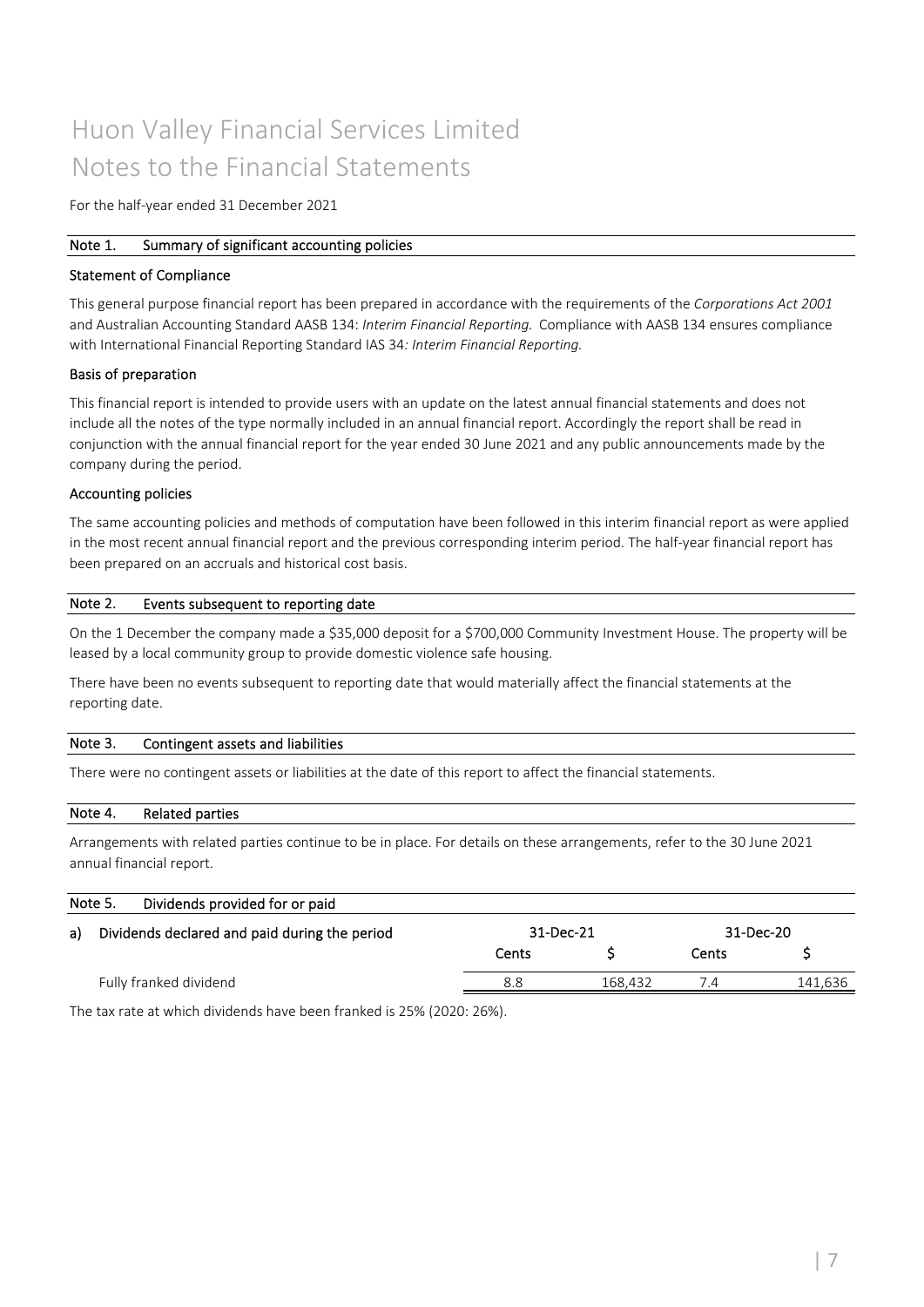# Huon Valley Financial Services Limited
# Notes to the Financial Statements

For the half-year ended 31 December 2021

## Note 1. Summary of significant accounting policies

### Statement of Compliance

This general purpose financial report has been prepared in accordance with the requirements of the *Corporations Act 2001* and Australian Accounting Standard AASB 134: *Interim Financial Reporting.* Compliance with AASB 134 ensures compliance with International Financial Reporting Standard IAS 34*: Interim Financial Reporting.*

### Basis of preparation

This financial report is intended to provide users with an update on the latest annual financial statements and does not include all the notes of the type normally included in an annual financial report. Accordingly the report shall be read in conjunction with the annual financial report for the year ended 30 June 2021 and any public announcements made by the company during the period.

### Accounting policies

The same accounting policies and methods of computation have been followed in this interim financial report as were applied in the most recent annual financial report and the previous corresponding interim period. The half-year financial report has been prepared on an accruals and historical cost basis.

## Note 2. Events subsequent to reporting date

On the 1 December the company made a $35,000 deposit for a $700,000 Community Investment House. The property will be leased by a local community group to provide domestic violence safe housing.

There have been no events subsequent to reporting date that would materially affect the financial statements at the reporting date.

## Note 3. Contingent assets and liabilities

There were no contingent assets or liabilities at the date of this report to affect the financial statements.

## Note 4. Related parties

Arrangements with related parties continue to be in place. For details on these arrangements, refer to the 30 June 2021 annual financial report.

## Note 5. Dividends provided for or paid

| a) Dividends declared and paid during the period | 31-Dec-21 | | 31-Dec-20 | |
|---|---|---|---|---|
| | Cents | $ | Cents | $ |
| Fully franked dividend | 8.8 | 168,432 | 7.4 | 141,636 |

The tax rate at which dividends have been franked is 25% (2020: 26%).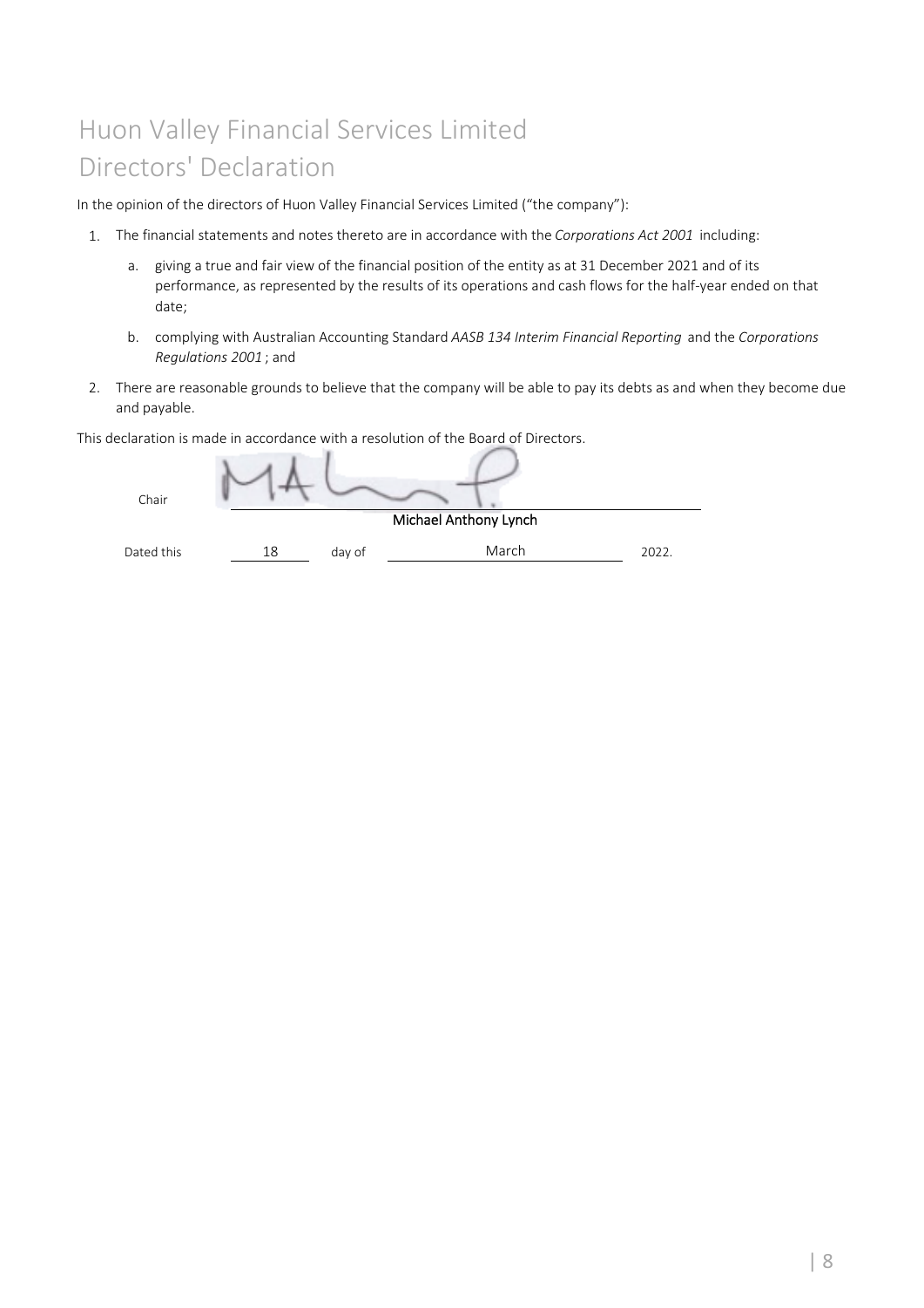# Huon Valley Financial Services Limited
# Directors' Declaration

In the opinion of the directors of Huon Valley Financial Services Limited ("the company"):

1. The financial statements and notes thereto are in accordance with the *Corporations Act 2001* including:

   a. giving a true and fair view of the financial position of the entity as at 31 December 2021 and of its performance, as represented by the results of its operations and cash flows for the half-year ended on that date;

   b. complying with Australian Accounting Standard *AASB 134 Interim Financial Reporting* and the *Corporations Regulations 2001* ; and

2. There are reasonable grounds to believe that the company will be able to pay its debts as and when they become due and payable.

This declaration is made in accordance with a resolution of the Board of Directors.

Chair

Michael Anthony Lynch

Dated this 18 day of March 2022.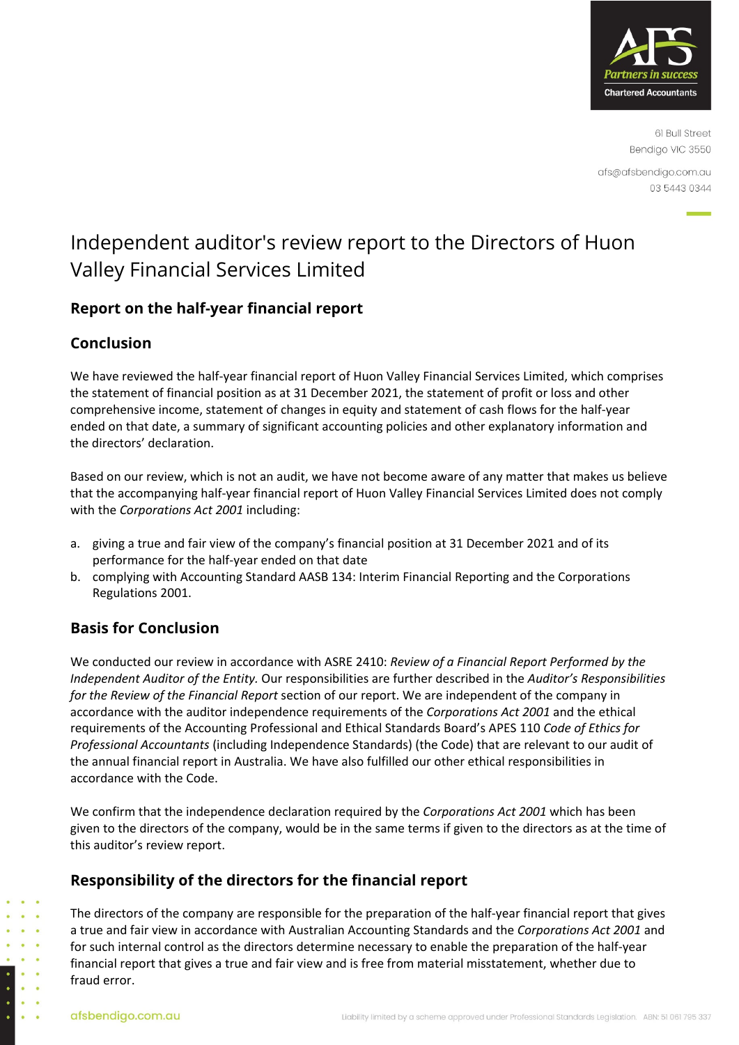61 Bull Street
Bendigo VIC 3550

afs@afsbendigo.com.au
03 5443 0344

# Independent auditor's review report to the Directors of Huon Valley Financial Services Limited

## Report on the half-year financial report

## Conclusion

We have reviewed the half-year financial report of Huon Valley Financial Services Limited, which comprises the statement of financial position as at 31 December 2021, the statement of profit or loss and other comprehensive income, statement of changes in equity and statement of cash flows for the half-year ended on that date, a summary of significant accounting policies and other explanatory information and the directors' declaration.

Based on our review, which is not an audit, we have not become aware of any matter that makes us believe that the accompanying half-year financial report of Huon Valley Financial Services Limited does not comply with the *Corporations Act 2001* including:

a. giving a true and fair view of the company's financial position at 31 December 2021 and of its performance for the half-year ended on that date
b. complying with Accounting Standard AASB 134: Interim Financial Reporting and the Corporations Regulations 2001.

## Basis for Conclusion

We conducted our review in accordance with ASRE 2410: *Review of a Financial Report Performed by the Independent Auditor of the Entity.* Our responsibilities are further described in the *Auditor's Responsibilities for the Review of the Financial Report* section of our report. We are independent of the company in accordance with the auditor independence requirements of the *Corporations Act 2001* and the ethical requirements of the Accounting Professional and Ethical Standards Board's APES 110 *Code of Ethics for Professional Accountants* (including Independence Standards) (the Code) that are relevant to our audit of the annual financial report in Australia. We have also fulfilled our other ethical responsibilities in accordance with the Code.

We confirm that the independence declaration required by the *Corporations Act 2001* which has been given to the directors of the company, would be in the same terms if given to the directors as at the time of this auditor's review report.

## Responsibility of the directors for the financial report

The directors of the company are responsible for the preparation of the half-year financial report that gives a true and fair view in accordance with Australian Accounting Standards and the *Corporations Act 2001* and for such internal control as the directors determine necessary to enable the preparation of the half-year financial report that gives a true and fair view and is free from material misstatement, whether due to fraud error.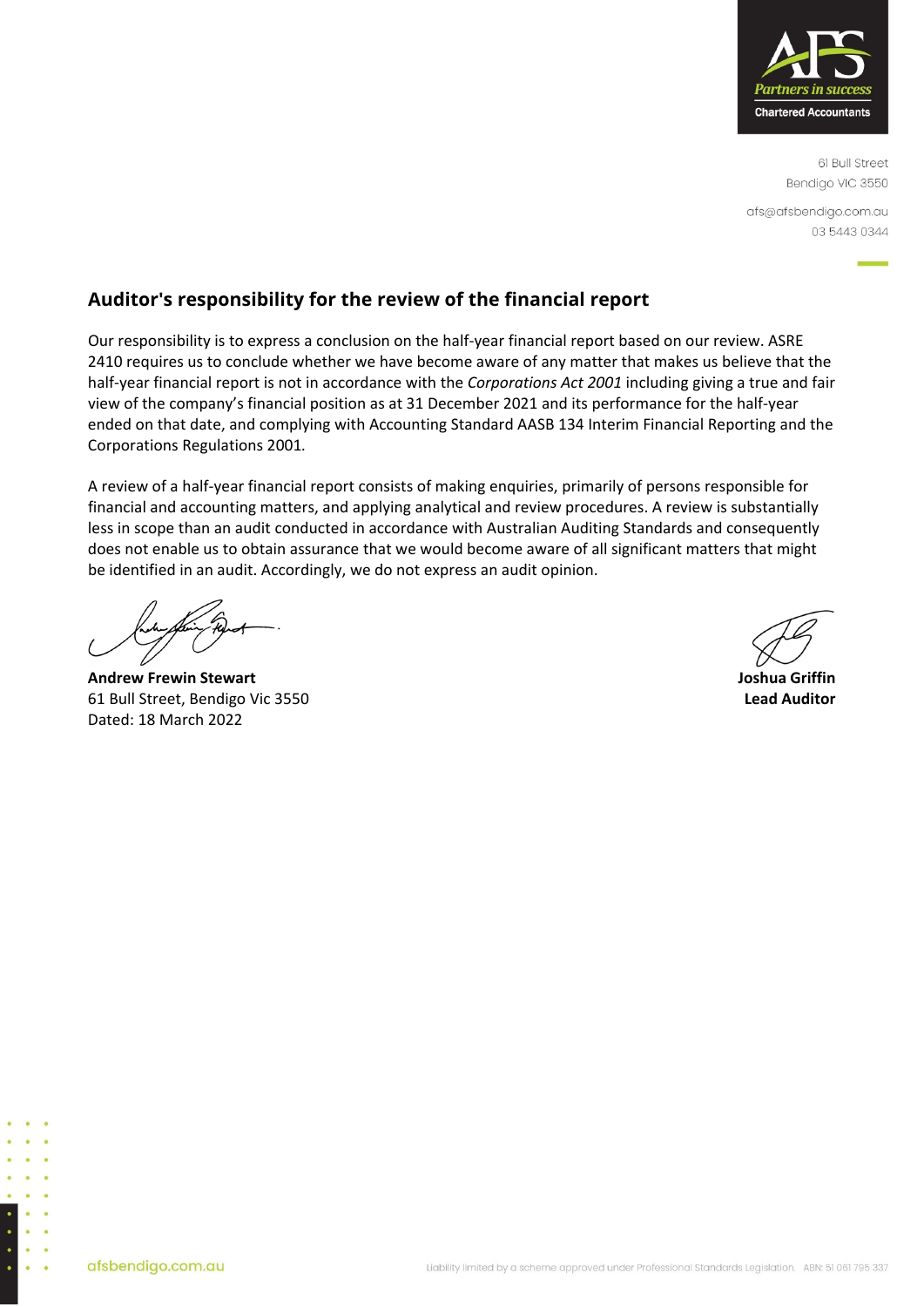## Auditor's responsibility for the review of the financial report

Our responsibility is to express a conclusion on the half-year financial report based on our review. ASRE 2410 requires us to conclude whether we have become aware of any matter that makes us believe that the half-year financial report is not in accordance with the *Corporations Act 2001* including giving a true and fair view of the company's financial position as at 31 December 2021 and its performance for the half-year ended on that date, and complying with Accounting Standard AASB 134 Interim Financial Reporting and the Corporations Regulations 2001.

A review of a half-year financial report consists of making enquiries, primarily of persons responsible for financial and accounting matters, and applying analytical and review procedures. A review is substantially less in scope than an audit conducted in accordance with Australian Auditing Standards and consequently does not enable us to obtain assurance that we would become aware of all significant matters that might be identified in an audit. Accordingly, we do not express an audit opinion.

**Andrew Frewin Stewart**
61 Bull Street, Bendigo Vic 3550
Dated: 18 March 2022

**Joshua Griffin**
**Lead Auditor**